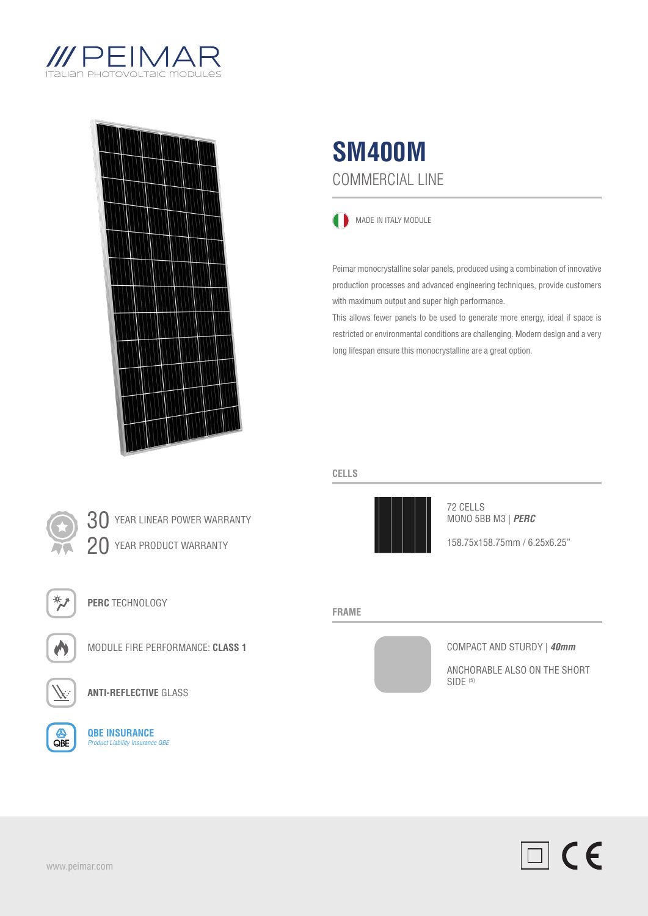/// PEIMAR
ITALIAN PHOTOVOLTAIC MODULES

# SM400M

## COMMERCIAL LINE

MADE IN ITALY MODULE

Peimar monocrystalline solar panels, produced using a combination of innovative production processes and advanced engineering techniques, provide customers with maximum output and super high performance.
This allows fewer panels to be used to generate more energy, ideal if space is restricted or environmental conditions are challenging. Modern design and a very long lifespan ensure this monocrystalline are a great option.

30 YEAR LINEAR POWER WARRANTY
20 YEAR PRODUCT WARRANTY

**PERC** TECHNOLOGY

MODULE FIRE PERFORMANCE: **CLASS 1**

**ANTI-REFLECTIVE** GLASS

**QBE INSURANCE**
*Product Liability Insurance QBE*

### CELLS

72 CELLS
MONO 5BB M3 | ***PERC***

158.75x158.75mm / 6.25x6.25"

### FRAME

COMPACT AND STURDY | ***40mm***

ANCHORABLE ALSO ON THE SHORT SIDE [(5)]

www.peimar.com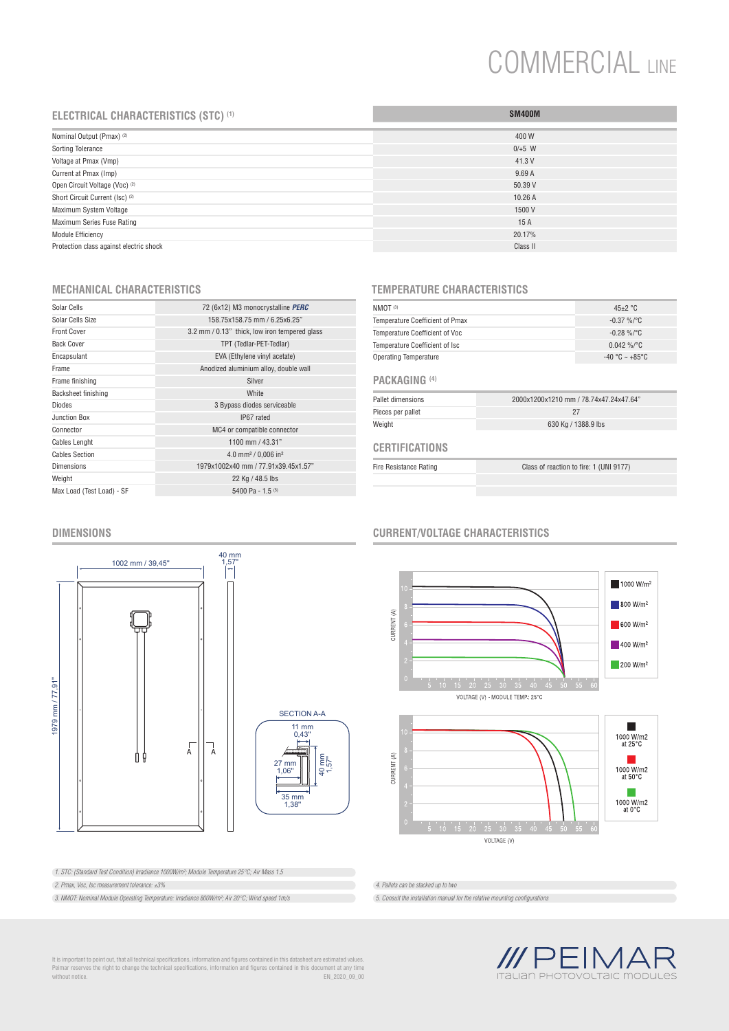# COMMERCIAL LINE

## ELECTRICAL CHARACTERISTICS (STC) (1)

| | SM400M |
|---|---|
| Nominal Output (Pmax) (2) | 400 W |
| Sorting Tolerance | 0/+5 W |
| Voltage at Pmax (Vmp) | 41.3 V |
| Current at Pmax (Imp) | 9.69 A |
| Open Circuit Voltage (Voc) (2) | 50.39 V |
| Short Circuit Current (Isc) (2) | 10.26 A |
| Maximum System Voltage | 1500 V |
| Maximum Series Fuse Rating | 15 A |
| Module Efficiency | 20.17% |
| Protection class against electric shock | Class II |

## MECHANICAL CHARACTERISTICS

| | |
|---|---|
| Solar Cells | 72 (6x12) M3 monocrystalline ***PERC*** |
| Solar Cells Size | 158.75x158.75 mm / 6.25x6.25" |
| Front Cover | 3.2 mm / 0.13" thick, low iron tempered glass |
| Back Cover | TPT (Tedlar-PET-Tedlar) |
| Encapsulant | EVA (Ethylene vinyl acetate) |
| Frame | Anodized aluminium alloy, double wall |
| Frame finishing | Silver |
| Backsheet finishing | White |
| Diodes | 3 Bypass diodes serviceable |
| Junction Box | IP67 rated |
| Connector | MC4 or compatible connector |
| Cables Lenght | 1100 mm / 43.31" |
| Cables Section | 4.0 mm² / 0,006 in² |
| Dimensions | 1979x1002x40 mm / 77.91x39.45x1.57" |
| Weight | 22 Kg / 48.5 lbs |
| Max Load (Test Load) - SF | 5400 Pa - 1.5 (5) |

## TEMPERATURE CHARACTERISTICS

| | |
|---|---|
| NMOT (3) | 45±2 °C |
| Temperature Coefficient of Pmax | -0.37 %/°C |
| Temperature Coefficient of Voc | -0.28 %/°C |
| Temperature Coefficient of Isc | 0.042 %/°C |
| Operating Temperature | -40 °C ~ +85°C |

## PACKAGING (4)

| | |
|---|---|
| Pallet dimensions | 2000x1200x1210 mm / 78.74x47.24x47.64" |
| Pieces per pallet | 27 |
| Weight | 630 Kg / 1388.9 lbs |

## CERTIFICATIONS

| | |
|---|---|
| Fire Resistance Rating | Class of reaction to fire: 1 (UNI 9177) |

## DIMENSIONS

1002 mm / 39,45"
40 mm 1,57"
1979 mm / 77,91"
A A
SECTION A-A
11 mm 0,43"
27 mm 1,06"
40 mm 1,57"
35 mm 1,38"

## CURRENT/VOLTAGE CHARACTERISTICS

CURRENT (A)
VOLTAGE (V) - MODULE TEMP.: 25°C
1000 W/m²
800 W/m²
600 W/m²
400 W/m²
200 W/m²

CURRENT (A)
VOLTAGE (V)
1000 W/m2 at 25°C
1000 W/m2 at 50°C
1000 W/m2 at 0°C

*1. STC: (Standard Test Condition) Irradiance 1000W/m²; Module Temperature 25°C; Air Mass 1.5*

*2. Pmax, Voc, Isc measurement tolerance: ±3%*

*3. NMOT: Nominal Module Operating Temperature: Irradiance 800W/m²; Air 20°C; Wind speed 1m/s*

*4. Pallets can be stacked up to two*

*5. Consult the installation manual for the relative mounting configurations*

It is important to point out, that all technical specifications, information and figures contained in this datasheet are estimated values. Peimar reserves the right to change the technical specifications, information and figures contained in this document at any time without notice. EN_2020_09_00

/// PEIMAR
ITALIAN PHOTOVOLTAIC MODULES